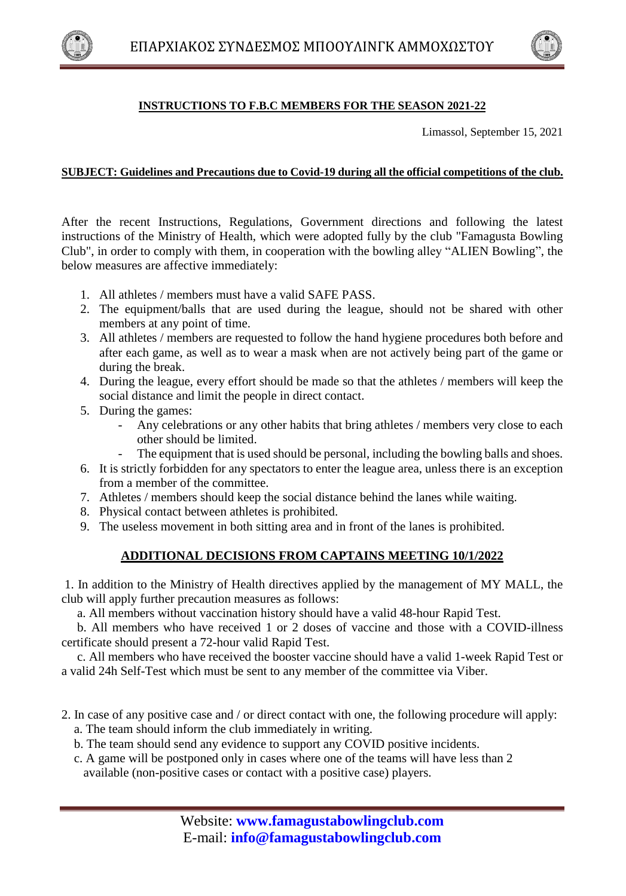# ΕΠΑΡΧΙΑΚΟΣ ΣΥΝΔΕΣΜΟΣ ΜΠΟΟΥΛΙΝΓΚ ΑΜΜΟΧΩΣΤΟΥ

**INSTRUCTIONS TO F.B.C MEMBERS FOR THE SEASON 2021-22**

Limassol, September 15, 2021

**SUBJECT: Guidelines and Precautions due to Covid-19 during all the official competitions of the club.**

After the recent Instructions, Regulations, Government directions and following the latest instructions of the Ministry of Health, which were adopted fully by the club "Famagusta Bowling Club", in order to comply with them, in cooperation with the bowling alley "ALIEN Bowling", the below measures are affective immediately:

1. All athletes / members must have a valid SAFE PASS.
2. The equipment/balls that are used during the league, should not be shared with other members at any point of time.
3. All athletes / members are requested to follow the hand hygiene procedures both before and after each game, as well as to wear a mask when are not actively being part of the game or during the break.
4. During the league, every effort should be made so that the athletes / members will keep the social distance and limit the people in direct contact.
5. During the games:
   - Any celebrations or any other habits that bring athletes / members very close to each other should be limited.
   - The equipment that is used should be personal, including the bowling balls and shoes.
6. It is strictly forbidden for any spectators to enter the league area, unless there is an exception from a member of the committee.
7. Athletes / members should keep the social distance behind the lanes while waiting.
8. Physical contact between athletes is prohibited.
9. The useless movement in both sitting area and in front of the lanes is prohibited.

**ADDITIONAL DECISIONS FROM CAPTAINS MEETING 10/1/2022**

1. In addition to the Ministry of Health directives applied by the management of MY MALL, the club will apply further precaution measures as follows:

   a. All members without vaccination history should have a valid 48-hour Rapid Test.

   b. All members who have received 1 or 2 doses of vaccine and those with a COVID-illness certificate should present a 72-hour valid Rapid Test.

   c. All members who have received the booster vaccine should have a valid 1-week Rapid Test or a valid 24h Self-Test which must be sent to any member of the committee via Viber.

2. In case of any positive case and / or direct contact with one, the following procedure will apply:

   a. The team should inform the club immediately in writing.

   b. The team should send any evidence to support any COVID positive incidents.

   c. A game will be postponed only in cases where one of the teams will have less than 2 available (non-positive cases or contact with a positive case) players.

Website: **www.famagustabowlingclub.com**
E-mail: **info@famagustabowlingclub.com**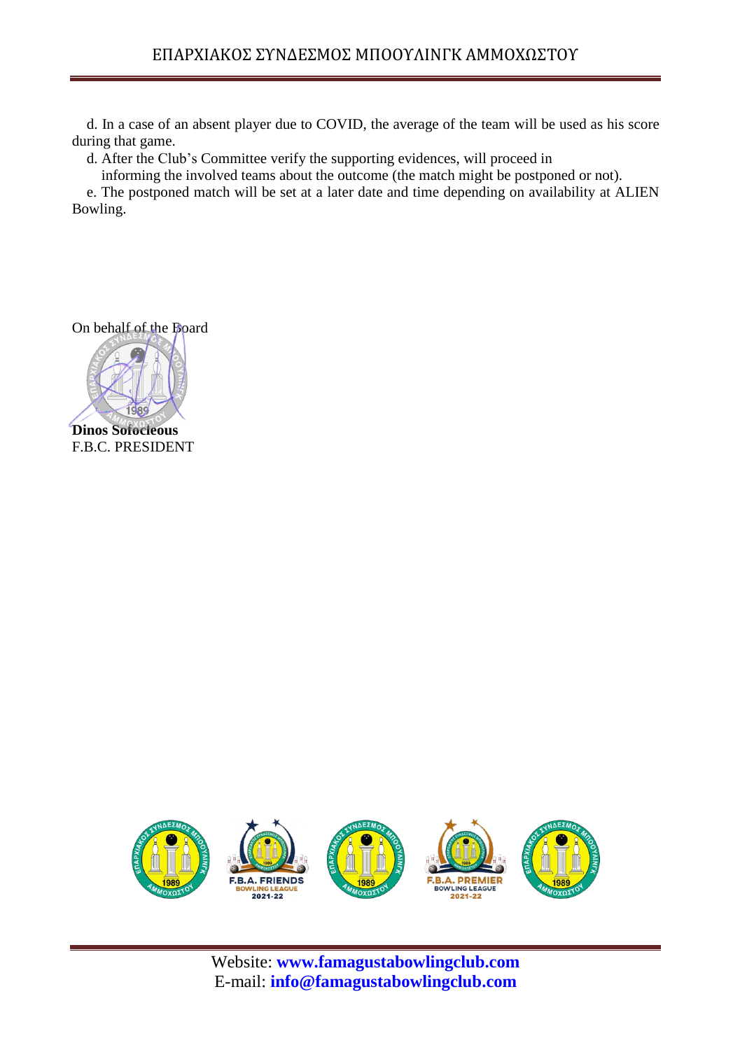d. In a case of an absent player due to COVID, the average of the team will be used as his score during that game.

d. After the Club's Committee verify the supporting evidences, will proceed in informing the involved teams about the outcome (the match might be postponed or not).

e. The postponed match will be set at a later date and time depending on availability at ALIEN Bowling.

On behalf of the Board

**Dinos Sofocleous**
F.B.C. PRESIDENT